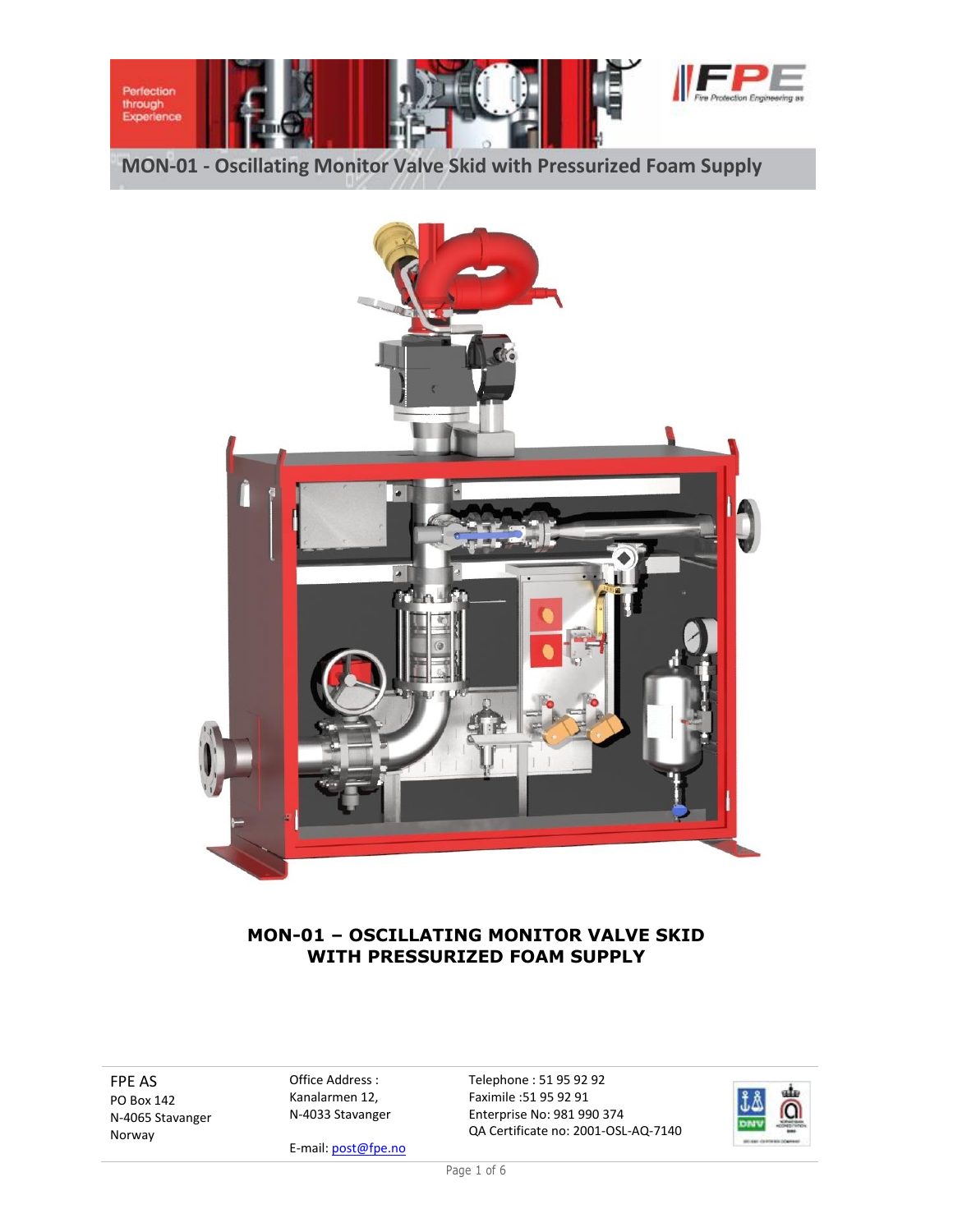# MON-01 - Oscillating Monitor Valve Skid with Pressurized Foam Supply

## MON-01 – OSCILLATING MONITOR VALVE SKID WITH PRESSURIZED FOAM SUPPLY

FPE AS
PO Box 142
N-4065 Stavanger
Norway

Office Address :
Kanalarmen 12,
N-4033 Stavanger

E-mail: post@fpe.no

Telephone : 51 95 92 92
Faximile :51 95 92 91
Enterprise No: 981 990 374
QA Certificate no: 2001-OSL-AQ-7140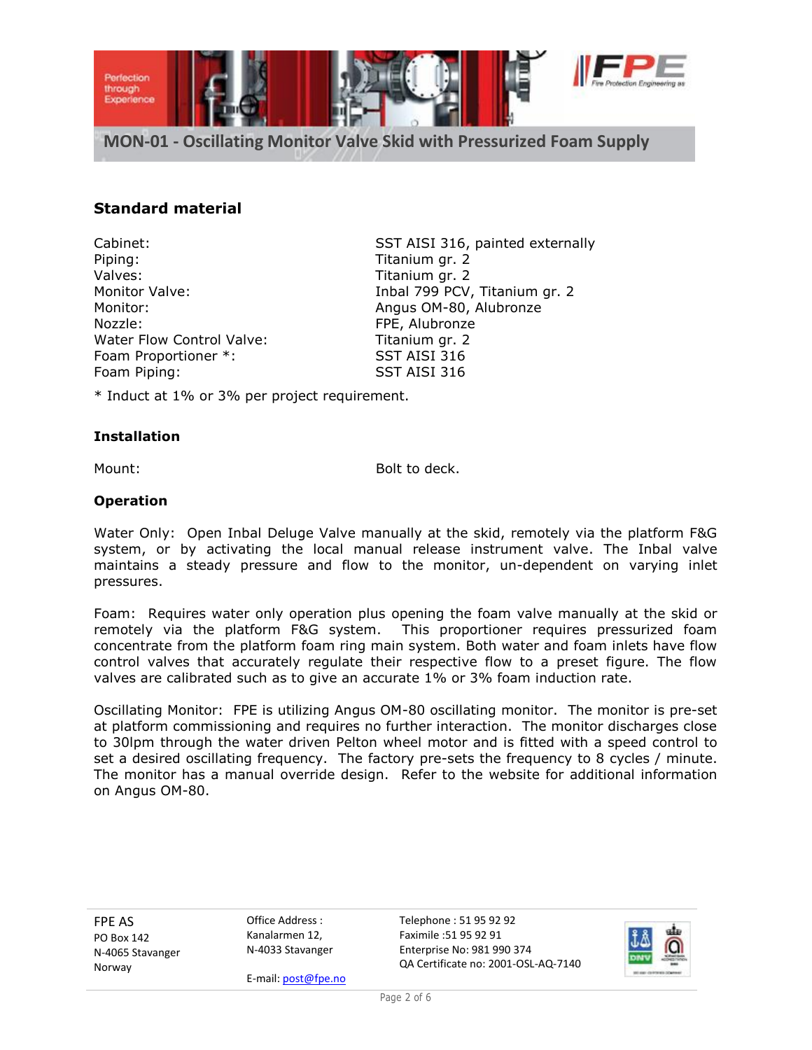## Standard material

| | |
|---|---|
| Cabinet: | SST AISI 316, painted externally |
| Piping: | Titanium gr. 2 |
| Valves: | Titanium gr. 2 |
| Monitor Valve: | Inbal 799 PCV, Titanium gr. 2 |
| Monitor: | Angus OM-80, Alubronze |
| Nozzle: | FPE, Alubronze |
| Water Flow Control Valve: | Titanium gr. 2 |
| Foam Proportioner *: | SST AISI 316 |
| Foam Piping: | SST AISI 316 |

* Induct at 1% or 3% per project requirement.

### Installation

Mount: Bolt to deck.

### Operation

Water Only: Open Inbal Deluge Valve manually at the skid, remotely via the platform F&G system, or by activating the local manual release instrument valve. The Inbal valve maintains a steady pressure and flow to the monitor, un-dependent on varying inlet pressures.

Foam: Requires water only operation plus opening the foam valve manually at the skid or remotely via the platform F&G system. This proportioner requires pressurized foam concentrate from the platform foam ring main system. Both water and foam inlets have flow control valves that accurately regulate their respective flow to a preset figure. The flow valves are calibrated such as to give an accurate 1% or 3% foam induction rate.

Oscillating Monitor: FPE is utilizing Angus OM-80 oscillating monitor. The monitor is pre-set at platform commissioning and requires no further interaction. The monitor discharges close to 30lpm through the water driven Pelton wheel motor and is fitted with a speed control to set a desired oscillating frequency. The factory pre-sets the frequency to 8 cycles / minute. The monitor has a manual override design. Refer to the website for additional information on Angus OM-80.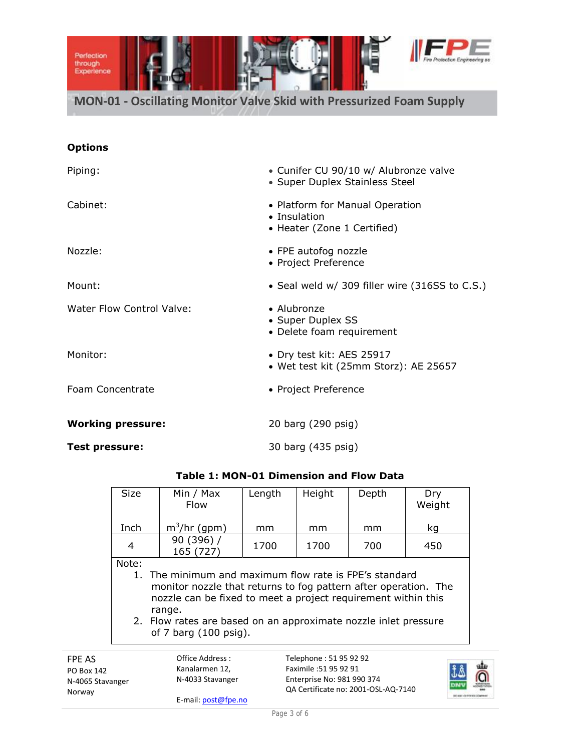## MON-01 - Oscillating Monitor Valve Skid with Pressurized Foam Supply

### Options

| | |
|---|---|
| Piping: | • Cunifer CU 90/10 w/ Alubronze valve<br>• Super Duplex Stainless Steel |
| Cabinet: | • Platform for Manual Operation<br>• Insulation<br>• Heater (Zone 1 Certified) |
| Nozzle: | • FPE autofog nozzle<br>• Project Preference |
| Mount: | • Seal weld w/ 309 filler wire (316SS to C.S.) |
| Water Flow Control Valve: | • Alubronze<br>• Super Duplex SS<br>• Delete foam requirement |
| Monitor: | • Dry test kit: AES 25917<br>• Wet test kit (25mm Storz): AE 25657 |
| Foam Concentrate | • Project Preference |

**Working pressure:** 20 barg (290 psig)

**Test pressure:** 30 barg (435 psig)

**Table 1: MON-01 Dimension and Flow Data**

| Size | Min / Max Flow | Length | Height | Depth | Dry Weight |
|---|---|---|---|---|---|
| Inch | $m^3$/hr (gpm) | mm | mm | mm | kg |
| 4 | 90 (396) / 165 (727) | 1700 | 1700 | 700 | 450 |

Note:

1. The minimum and maximum flow rate is FPE's standard monitor nozzle that returns to fog pattern after operation. The nozzle can be fixed to meet a project requirement within this range.
2. Flow rates are based on an approximate nozzle inlet pressure of 7 barg (100 psig).

FPE AS
PO Box 142
N-4065 Stavanger
Norway

Office Address :
Kanalarmen 12,
N-4033 Stavanger

E-mail: post@fpe.no

Telephone : 51 95 92 92
Faximile :51 95 92 91
Enterprise No: 981 990 374
QA Certificate no: 2001-OSL-AQ-7140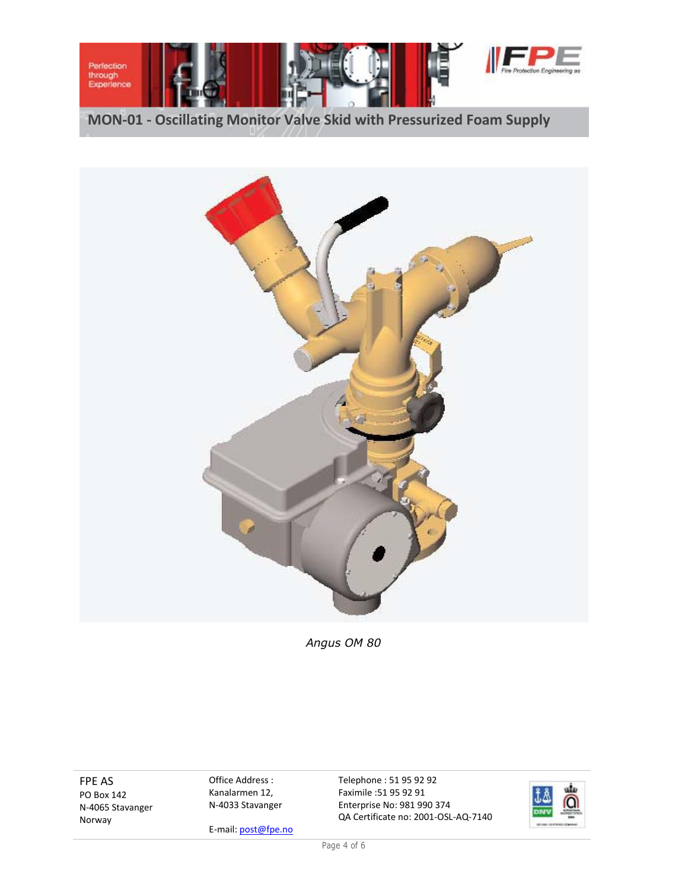# MON-01 - Oscillating Monitor Valve Skid with Pressurized Foam Supply

*Angus OM 80*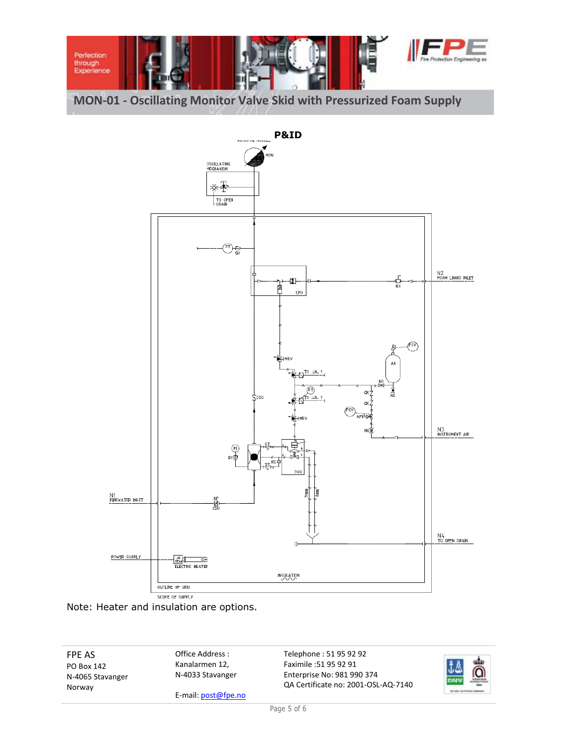# MON-01 - Oscillating Monitor Valve Skid with Pressurized Foam Supply

**P&ID**

Note: Heater and insulation are options.

FPE AS
PO Box 142
N-4065 Stavanger
Norway

Office Address :
Kanalarmen 12,
N-4033 Stavanger

E-mail: post@fpe.no

Telephone : 51 95 92 92
Faximile :51 95 92 91
Enterprise No: 981 990 374
QA Certificate no: 2001-OSL-AQ-7140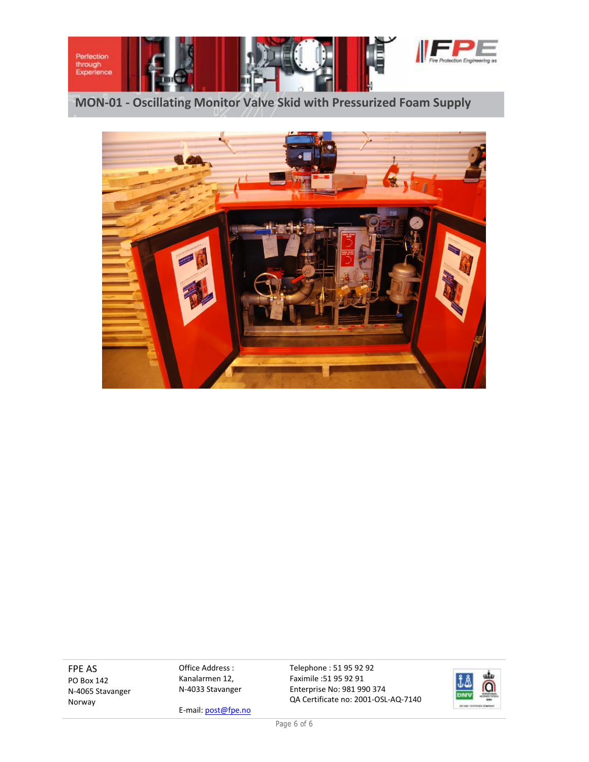# MON-01 - Oscillating Monitor Valve Skid with Pressurized Foam Supply